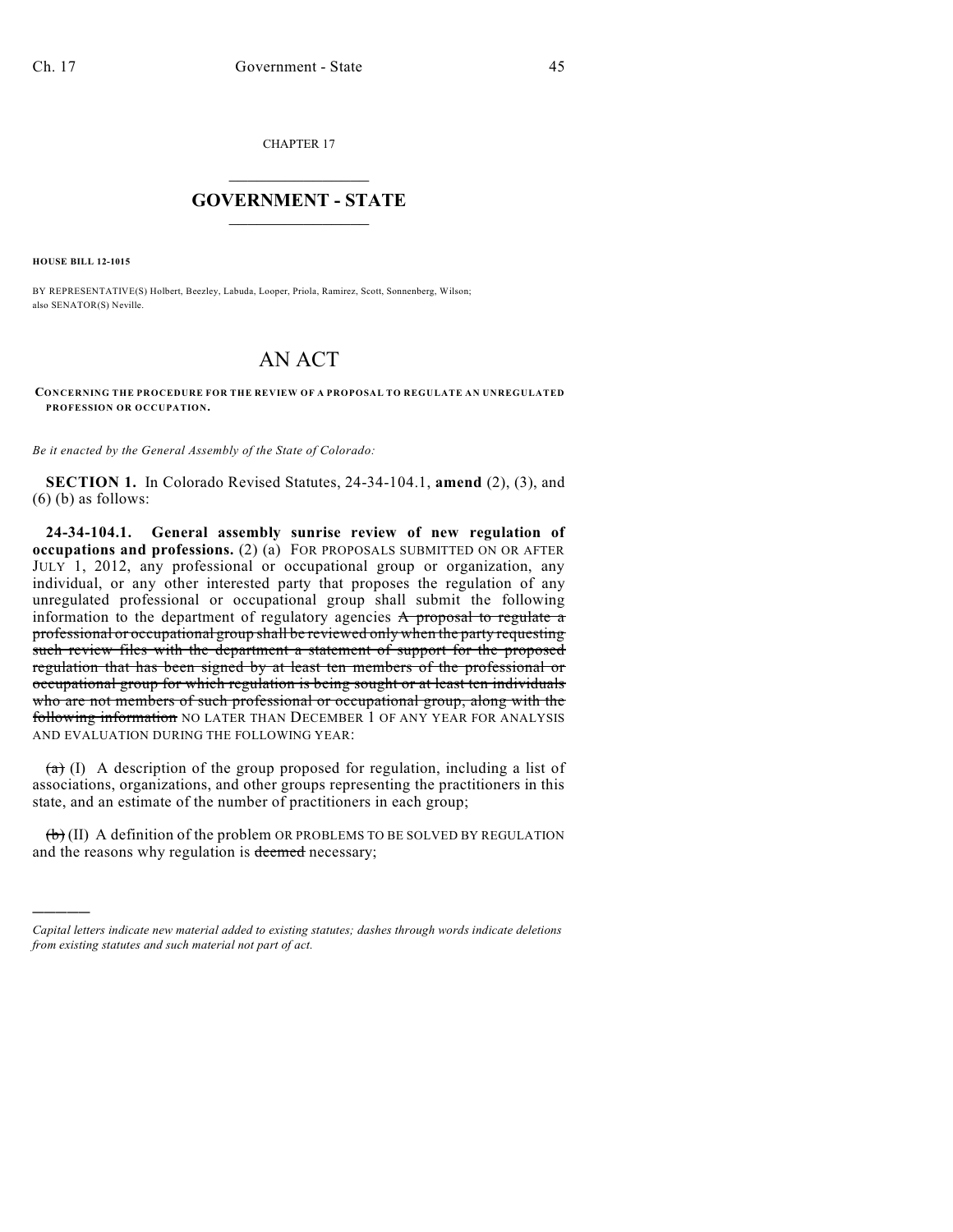CHAPTER 17

# GOVERNMENT - STATE

**HOUSE BILL 12-1015**

BY REPRESENTATIVE(S) Holbert, Beezley, Labuda, Looper, Priola, Ramirez, Scott, Sonnenberg, Wilson; also SENATOR(S) Neville.

# AN ACT

**CONCERNING THE PROCEDURE FOR THE REVIEW OF A PROPOSAL TO REGULATE AN UNREGULATED PROFESSION OR OCCUPATION.**

*Be it enacted by the General Assembly of the State of Colorado:*

**SECTION 1.** In Colorado Revised Statutes, 24-34-104.1, **amend** (2), (3), and (6) (b) as follows:

**24-34-104.1. General assembly sunrise review of new regulation of occupations and professions.** (2) (a) FOR PROPOSALS SUBMITTED ON OR AFTER JULY 1, 2012, any professional or occupational group or organization, any individual, or any other interested party that proposes the regulation of any unregulated professional or occupational group shall submit the following information to the department of regulatory agencies ~~A proposal to regulate a professional or occupational group shall be reviewed only when the party requesting such review files with the department a statement of support for the proposed regulation that has been signed by at least ten members of the professional or occupational group for which regulation is being sought or at least ten individuals who are not members of such professional or occupational group, along with the following information~~ NO LATER THAN DECEMBER 1 OF ANY YEAR FOR ANALYSIS AND EVALUATION DURING THE FOLLOWING YEAR:

~~(a)~~ (I) A description of the group proposed for regulation, including a list of associations, organizations, and other groups representing the practitioners in this state, and an estimate of the number of practitioners in each group;

~~(b)~~ (II) A definition of the problem OR PROBLEMS TO BE SOLVED BY REGULATION and the reasons why regulation is ~~deemed~~ necessary;

---

*Capital letters indicate new material added to existing statutes; dashes through words indicate deletions from existing statutes and such material not part of act.*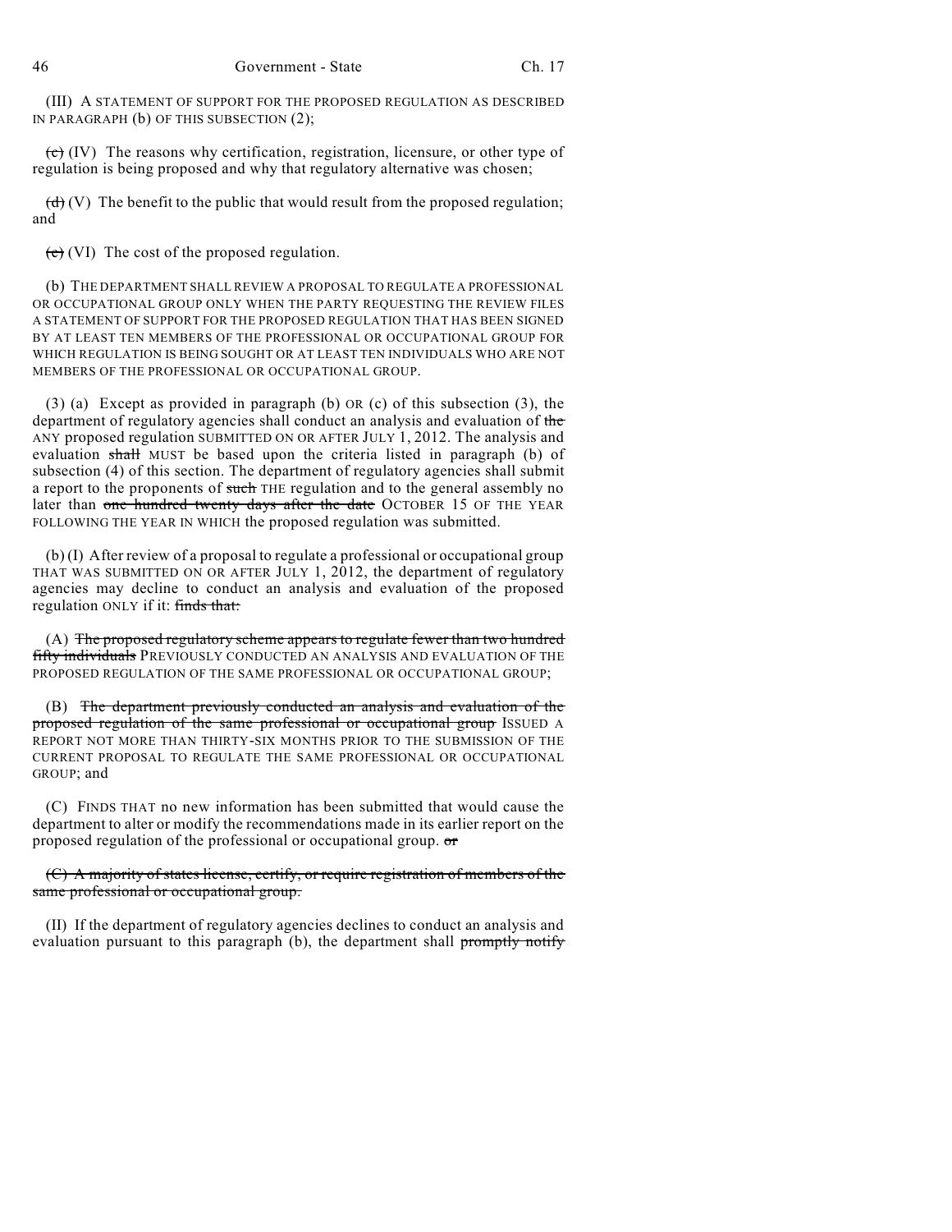(III) A STATEMENT OF SUPPORT FOR THE PROPOSED REGULATION AS DESCRIBED IN PARAGRAPH (b) OF THIS SUBSECTION (2);

~~(c)~~ (IV) The reasons why certification, registration, licensure, or other type of regulation is being proposed and why that regulatory alternative was chosen;

~~(d)~~ (V) The benefit to the public that would result from the proposed regulation; and

~~(e)~~ (VI) The cost of the proposed regulation.

(b) THE DEPARTMENT SHALL REVIEW A PROPOSAL TO REGULATE A PROFESSIONAL OR OCCUPATIONAL GROUP ONLY WHEN THE PARTY REQUESTING THE REVIEW FILES A STATEMENT OF SUPPORT FOR THE PROPOSED REGULATION THAT HAS BEEN SIGNED BY AT LEAST TEN MEMBERS OF THE PROFESSIONAL OR OCCUPATIONAL GROUP FOR WHICH REGULATION IS BEING SOUGHT OR AT LEAST TEN INDIVIDUALS WHO ARE NOT MEMBERS OF THE PROFESSIONAL OR OCCUPATIONAL GROUP.

(3) (a) Except as provided in paragraph (b) OR (c) of this subsection (3), the department of regulatory agencies shall conduct an analysis and evaluation of ~~the~~ ANY proposed regulation SUBMITTED ON OR AFTER JULY 1, 2012. The analysis and evaluation ~~shall~~ MUST be based upon the criteria listed in paragraph (b) of subsection (4) of this section. The department of regulatory agencies shall submit a report to the proponents of ~~such~~ THE regulation and to the general assembly no later than ~~one hundred twenty days after the date~~ OCTOBER 15 OF THE YEAR FOLLOWING THE YEAR IN WHICH the proposed regulation was submitted.

(b) (I) After review of a proposal to regulate a professional or occupational group THAT WAS SUBMITTED ON OR AFTER JULY 1, 2012, the department of regulatory agencies may decline to conduct an analysis and evaluation of the proposed regulation ONLY if it: ~~finds that:~~

(A) ~~The proposed regulatory scheme appears to regulate fewer than two hundred fifty individuals~~ PREVIOUSLY CONDUCTED AN ANALYSIS AND EVALUATION OF THE PROPOSED REGULATION OF THE SAME PROFESSIONAL OR OCCUPATIONAL GROUP;

(B) ~~The department previously conducted an analysis and evaluation of the proposed regulation of the same professional or occupational group~~ ISSUED A REPORT NOT MORE THAN THIRTY-SIX MONTHS PRIOR TO THE SUBMISSION OF THE CURRENT PROPOSAL TO REGULATE THE SAME PROFESSIONAL OR OCCUPATIONAL GROUP; and

(C) FINDS THAT no new information has been submitted that would cause the department to alter or modify the recommendations made in its earlier report on the proposed regulation of the professional or occupational group. ~~or~~

~~(C) A majority of states license, certify, or require registration of members of the same professional or occupational group.~~

(II) If the department of regulatory agencies declines to conduct an analysis and evaluation pursuant to this paragraph (b), the department shall ~~promptly notify~~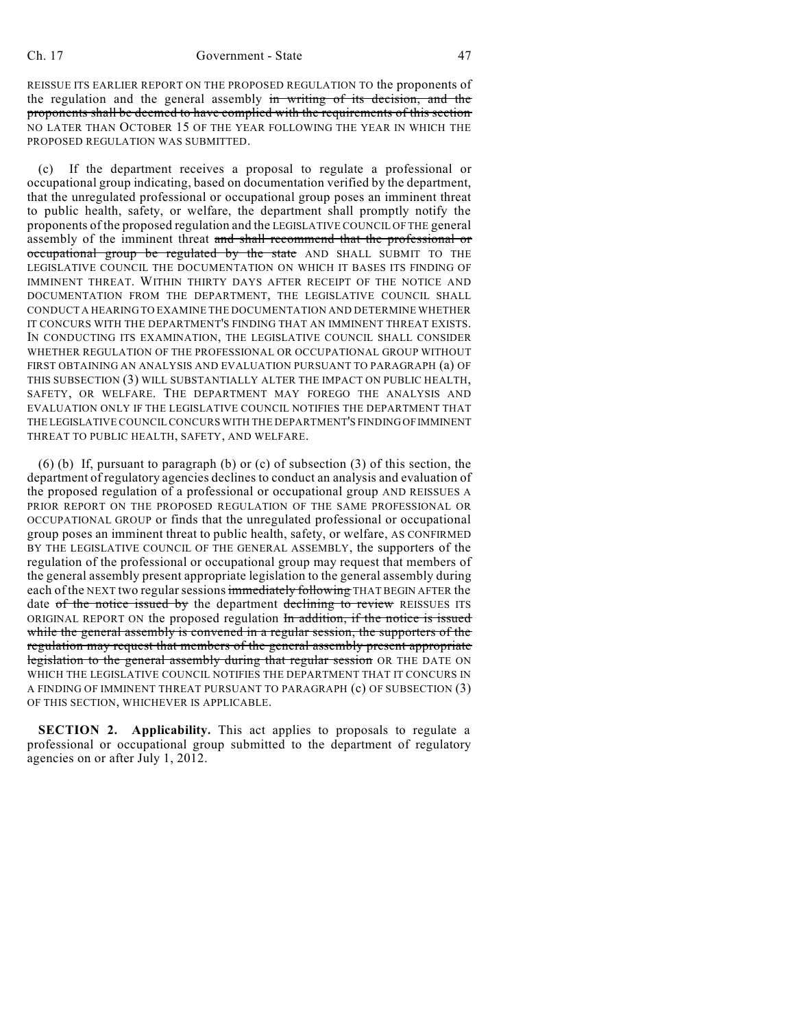REISSUE ITS EARLIER REPORT ON THE PROPOSED REGULATION TO the proponents of the regulation and the general assembly ~~in writing of its decision, and the proponents shall be deemed to have complied with the requirements of this section~~ NO LATER THAN OCTOBER 15 OF THE YEAR FOLLOWING THE YEAR IN WHICH THE PROPOSED REGULATION WAS SUBMITTED.

(c) If the department receives a proposal to regulate a professional or occupational group indicating, based on documentation verified by the department, that the unregulated professional or occupational group poses an imminent threat to public health, safety, or welfare, the department shall promptly notify the proponents of the proposed regulation and the LEGISLATIVE COUNCIL OF THE general assembly of the imminent threat ~~and shall recommend that the professional or occupational group be regulated by the state~~ AND SHALL SUBMIT TO THE LEGISLATIVE COUNCIL THE DOCUMENTATION ON WHICH IT BASES ITS FINDING OF IMMINENT THREAT. WITHIN THIRTY DAYS AFTER RECEIPT OF THE NOTICE AND DOCUMENTATION FROM THE DEPARTMENT, THE LEGISLATIVE COUNCIL SHALL CONDUCT A HEARING TO EXAMINE THE DOCUMENTATION AND DETERMINE WHETHER IT CONCURS WITH THE DEPARTMENT'S FINDING THAT AN IMMINENT THREAT EXISTS. IN CONDUCTING ITS EXAMINATION, THE LEGISLATIVE COUNCIL SHALL CONSIDER WHETHER REGULATION OF THE PROFESSIONAL OR OCCUPATIONAL GROUP WITHOUT FIRST OBTAINING AN ANALYSIS AND EVALUATION PURSUANT TO PARAGRAPH (a) OF THIS SUBSECTION (3) WILL SUBSTANTIALLY ALTER THE IMPACT ON PUBLIC HEALTH, SAFETY, OR WELFARE. THE DEPARTMENT MAY FOREGO THE ANALYSIS AND EVALUATION ONLY IF THE LEGISLATIVE COUNCIL NOTIFIES THE DEPARTMENT THAT THE LEGISLATIVE COUNCIL CONCURS WITH THE DEPARTMENT'S FINDING OF IMMINENT THREAT TO PUBLIC HEALTH, SAFETY, AND WELFARE.

(6) (b) If, pursuant to paragraph (b) or (c) of subsection (3) of this section, the department of regulatory agencies declines to conduct an analysis and evaluation of the proposed regulation of a professional or occupational group AND REISSUES A PRIOR REPORT ON THE PROPOSED REGULATION OF THE SAME PROFESSIONAL OR OCCUPATIONAL GROUP or finds that the unregulated professional or occupational group poses an imminent threat to public health, safety, or welfare, AS CONFIRMED BY THE LEGISLATIVE COUNCIL OF THE GENERAL ASSEMBLY, the supporters of the regulation of the professional or occupational group may request that members of the general assembly present appropriate legislation to the general assembly during each of the NEXT two regular sessions ~~immediately following~~ THAT BEGIN AFTER the date ~~of the notice issued by~~ the department ~~declining to review~~ REISSUES ITS ORIGINAL REPORT ON the proposed regulation ~~In addition, if the notice is issued while the general assembly is convened in a regular session, the supporters of the regulation may request that members of the general assembly present appropriate legislation to the general assembly during that regular session~~ OR THE DATE ON WHICH THE LEGISLATIVE COUNCIL NOTIFIES THE DEPARTMENT THAT IT CONCURS IN A FINDING OF IMMINENT THREAT PURSUANT TO PARAGRAPH (c) OF SUBSECTION (3) OF THIS SECTION, WHICHEVER IS APPLICABLE.

**SECTION 2. Applicability.** This act applies to proposals to regulate a professional or occupational group submitted to the department of regulatory agencies on or after July 1, 2012.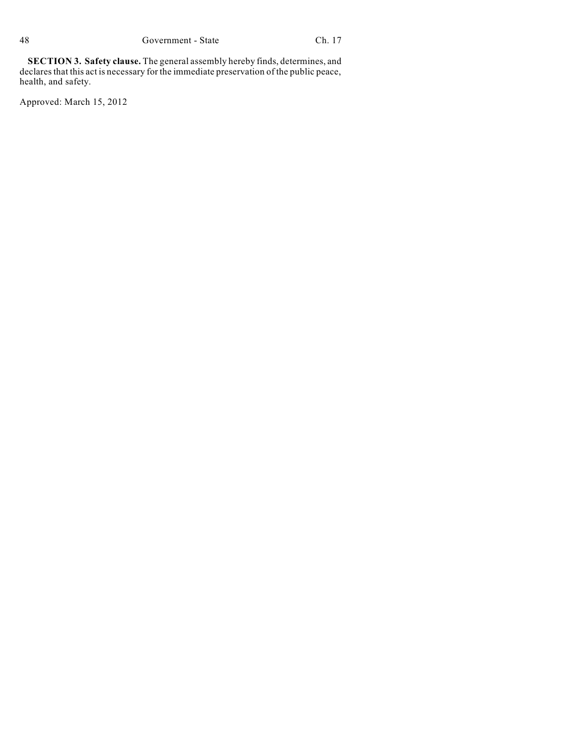**SECTION 3. Safety clause.** The general assembly hereby finds, determines, and declares that this act is necessary for the immediate preservation of the public peace, health, and safety.

Approved: March 15, 2012